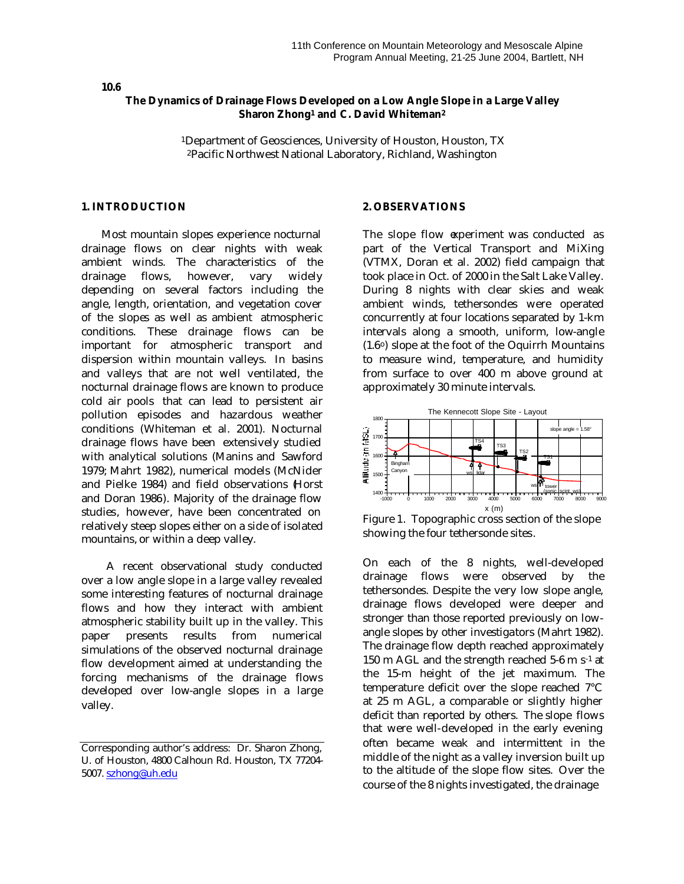10.6

## The Dynamics of Drainage Flows Developed on a Low Angle Slope in a Large Valley

**Sharon Zhong[1] and C. David Whiteman[2]**

[1]Department of Geosciences, University of Houston, Houston, TX
[2]Pacific Northwest National Laboratory, Richland, Washington

### 1. INTRODUCTION

Most mountain slopes experience nocturnal drainage flows on clear nights with weak ambient winds. The characteristics of the drainage flows, however, vary widely depending on several factors including the angle, length, orientation, and vegetation cover of the slopes as well as ambient atmospheric conditions. These drainage flows can be important for atmospheric transport and dispersion within mountain valleys. In basins and valleys that are not well ventilated, the nocturnal drainage flows are known to produce cold air pools that can lead to persistent air pollution episodes and hazardous weather conditions (Whiteman et al. 2001). Nocturnal drainage flows have been extensively studied with analytical solutions (Manins and Sawford 1979; Mahrt 1982), numerical models (McNider and Pielke 1984) and field observations (Horst and Doran 1986). Majority of the drainage flow studies, however, have been concentrated on relatively steep slopes either on a side of isolated mountains, or within a deep valley.

A recent observational study conducted over a low angle slope in a large valley revealed some interesting features of nocturnal drainage flows and how they interact with ambient atmospheric stability built up in the valley. This paper presents results from numerical simulations of the observed nocturnal drainage flow development aimed at understanding the forcing mechanisms of the drainage flows developed over low-angle slopes in a large valley.

Corresponding author's address: Dr. Sharon Zhong, U. of Houston, 4800 Calhoun Rd. Houston, TX 77204-5007. szhong@uh.edu

### 2. OBSERVATIONS

The slope flow experiment was conducted as part of the Vertical Transport and MiXing (VTMX, Doran et al. 2002) field campaign that took place in Oct. of 2000 in the Salt Lake Valley. During 8 nights with clear skies and weak ambient winds, tethersondes were operated concurrently at four locations separated by 1-km intervals along a smooth, uniform, low-angle (1.6°) slope at the foot of the Oquirrh Mountains to measure wind, temperature, and humidity from surface to over 400 m above ground at approximately 30 minute intervals.

Figure 1. Topographic cross section of the slope showing the four tethersonde sites.

On each of the 8 nights, well-developed drainage flows were observed by the tethersondes. Despite the very low slope angle, drainage flows developed were deeper and stronger than those reported previously on low-angle slopes by other investigators (Mahrt 1982). The drainage flow depth reached approximately 150 m AGL and the strength reached 5-6 m s$^{-1}$ at the 15-m height of the jet maximum. The temperature deficit over the slope reached 7°C at 25 m AGL, a comparable or slightly higher deficit than reported by others. The slope flows that were well-developed in the early evening often became weak and intermittent in the middle of the night as a valley inversion built up to the altitude of the slope flow sites. Over the course of the 8 nights investigated, the drainage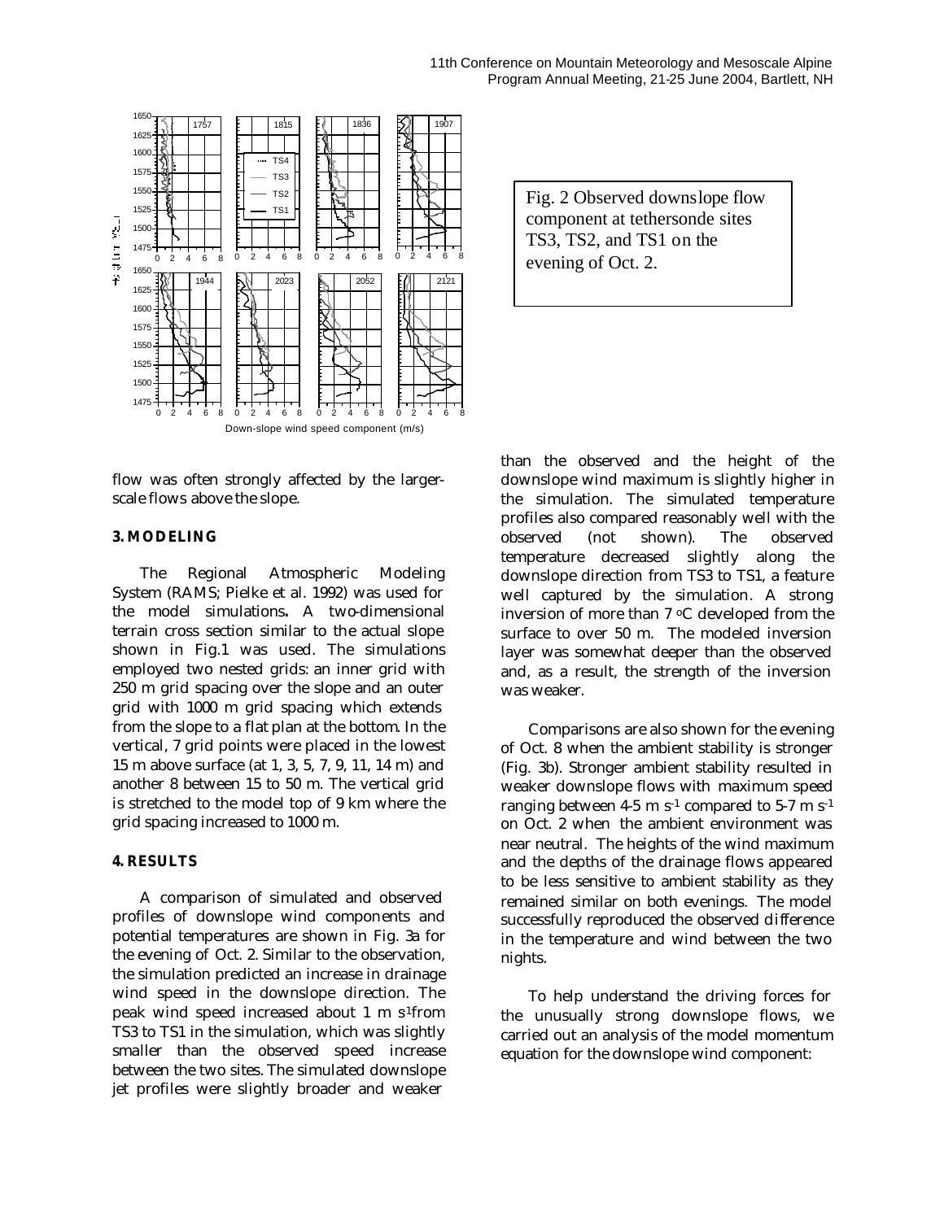Fig. 2 Observed downslope flow component at tethersonde sites TS3, TS2, and TS1 on the evening of Oct. 2.

flow was often strongly affected by the larger-scale flows above the slope.

### 3. MODELING

The Regional Atmospheric Modeling System (RAMS; Pielke et al. 1992) was used for the model simulations**.** A two-dimensional terrain cross section similar to the actual slope shown in Fig.1 was used. The simulations employed two nested grids: an inner grid with 250 m grid spacing over the slope and an outer grid with 1000 m grid spacing which extends from the slope to a flat plan at the bottom. In the vertical, 7 grid points were placed in the lowest 15 m above surface (at 1, 3, 5, 7, 9, 11, 14 m) and another 8 between 15 to 50 m. The vertical grid is stretched to the model top of 9 km where the grid spacing increased to 1000 m.

### 4. RESULTS

A comparison of simulated and observed profiles of downslope wind components and potential temperatures are shown in Fig. 3a for the evening of Oct. 2. Similar to the observation, the simulation predicted an increase in drainage wind speed in the downslope direction. The peak wind speed increased about 1 m s$^{-1}$from TS3 to TS1 in the simulation, which was slightly smaller than the observed speed increase between the two sites. The simulated downslope jet profiles were slightly broader and weaker than the observed and the height of the downslope wind maximum is slightly higher in the simulation. The simulated temperature profiles also compared reasonably well with the observed (not shown). The observed temperature decreased slightly along the downslope direction from TS3 to TS1, a feature well captured by the simulation. A strong inversion of more than 7 $^{o}$C developed from the surface to over 50 m. The modeled inversion layer was somewhat deeper than the observed and, as a result, the strength of the inversion was weaker.

Comparisons are also shown for the evening of Oct. 8 when the ambient stability is stronger (Fig. 3b). Stronger ambient stability resulted in weaker downslope flows with maximum speed ranging between 4-5 m s$^{-1}$ compared to 5-7 m s$^{-1}$ on Oct. 2 when the ambient environment was near neutral. The heights of the wind maximum and the depths of the drainage flows appeared to be less sensitive to ambient stability as they remained similar on both evenings. The model successfully reproduced the observed difference in the temperature and wind between the two nights.

To help understand the driving forces for the unusually strong downslope flows, we carried out an analysis of the model momentum equation for the downslope wind component: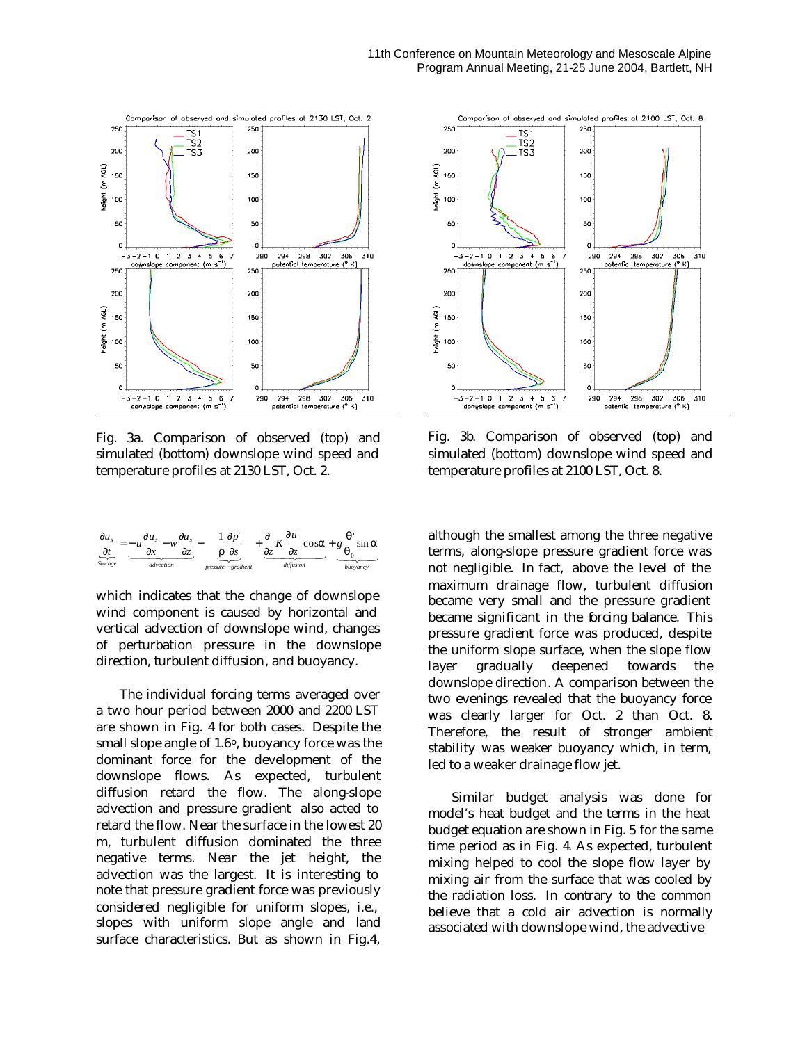Fig. 3a. Comparison of observed (top) and simulated (bottom) downslope wind speed and temperature profiles at 2130 LST, Oct. 2.

Fig. 3b. Comparison of observed (top) and simulated (bottom) downslope wind speed and temperature profiles at 2100 LST, Oct. 8.

$$\underbrace{\frac{\partial u_s}{\partial t}}_{Storage} = \underbrace{-u\frac{\partial u_s}{\partial x} - w\frac{\partial u_s}{\partial z}}_{advection} - \underbrace{\frac{1}{\rho}\frac{\partial p'}{\partial s}}_{pressure-gradient} + \underbrace{\frac{\partial}{\partial z}K\frac{\partial u}{\partial z}\cos\alpha}_{diffusion} + \underbrace{g\frac{\theta'}{\theta_0}\sin\alpha}_{buoyancy}$$

which indicates that the change of downslope wind component is caused by horizontal and vertical advection of downslope wind, changes of perturbation pressure in the downslope direction, turbulent diffusion, and buoyancy.

The individual forcing terms averaged over a two hour period between 2000 and 2200 LST are shown in Fig. 4 for both cases. Despite the small slope angle of 1.6°, buoyancy force was the dominant force for the development of the downslope flows. As expected, turbulent diffusion retard the flow. The along-slope advection and pressure gradient also acted to retard the flow. Near the surface in the lowest 20 m, turbulent diffusion dominated the three negative terms. Near the jet height, the advection was the largest. It is interesting to note that pressure gradient force was previously considered negligible for uniform slopes, i.e., slopes with uniform slope angle and land surface characteristics. But as shown in Fig.4, although the smallest among the three negative terms, along-slope pressure gradient force was not negligible. In fact, above the level of the maximum drainage flow, turbulent diffusion became very small and the pressure gradient became significant in the forcing balance. This pressure gradient force was produced, despite the uniform slope surface, when the slope flow layer gradually deepened towards the downslope direction. A comparison between the two evenings revealed that the buoyancy force was clearly larger for Oct. 2 than Oct. 8. Therefore, the result of stronger ambient stability was weaker buoyancy which, in term, led to a weaker drainage flow jet.

Similar budget analysis was done for model's heat budget and the terms in the heat budget equation are shown in Fig. 5 for the same time period as in Fig. 4. As expected, turbulent mixing helped to cool the slope flow layer by mixing air from the surface that was cooled by the radiation loss. In contrary to the common believe that a cold air advection is normally associated with downslope wind, the advective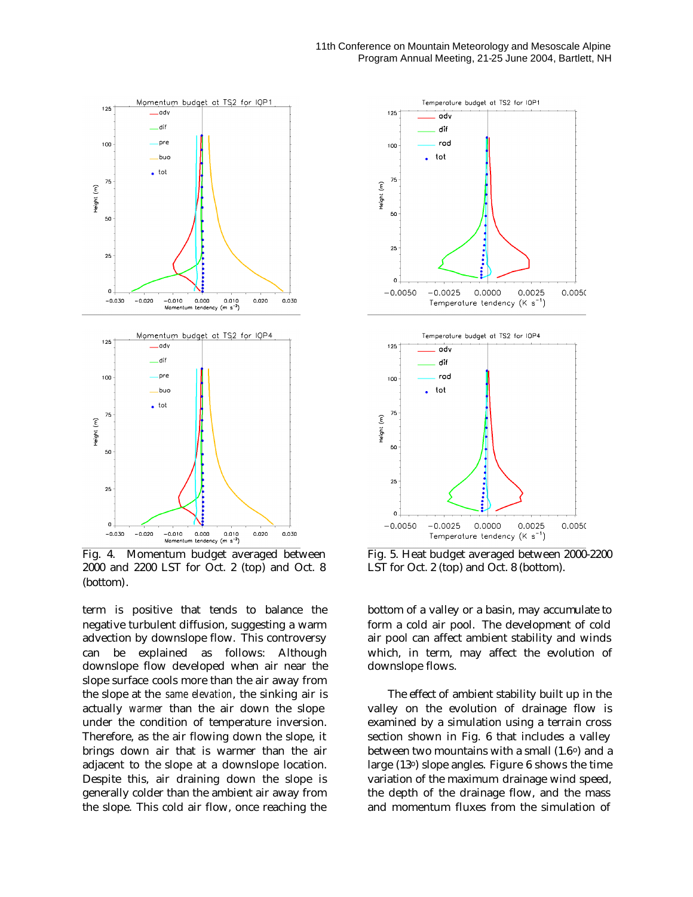Fig. 4. Momentum budget averaged between 2000 and 2200 LST for Oct. 2 (top) and Oct. 8 (bottom).

Fig. 5. Heat budget averaged between 2000-2200 LST for Oct. 2 (top) and Oct. 8 (bottom).

term is positive that tends to balance the negative turbulent diffusion, suggesting a warm advection by downslope flow. This controversy can be explained as follows: Although downslope flow developed when air near the slope surface cools more than the air away from the slope at the *same elevation*, the sinking air is actually *warmer* than the air down the slope under the condition of temperature inversion. Therefore, as the air flowing down the slope, it brings down air that is warmer than the air adjacent to the slope at a downslope location. Despite this, air draining down the slope is generally colder than the ambient air away from the slope. This cold air flow, once reaching the bottom of a valley or a basin, may accumulate to form a cold air pool. The development of cold air pool can affect ambient stability and winds which, in term, may affect the evolution of downslope flows.

The effect of ambient stability built up in the valley on the evolution of drainage flow is examined by a simulation using a terrain cross section shown in Fig. 6 that includes a valley between two mountains with a small (1.6°) and a large (13°) slope angles. Figure 6 shows the time variation of the maximum drainage wind speed, the depth of the drainage flow, and the mass and momentum fluxes from the simulation of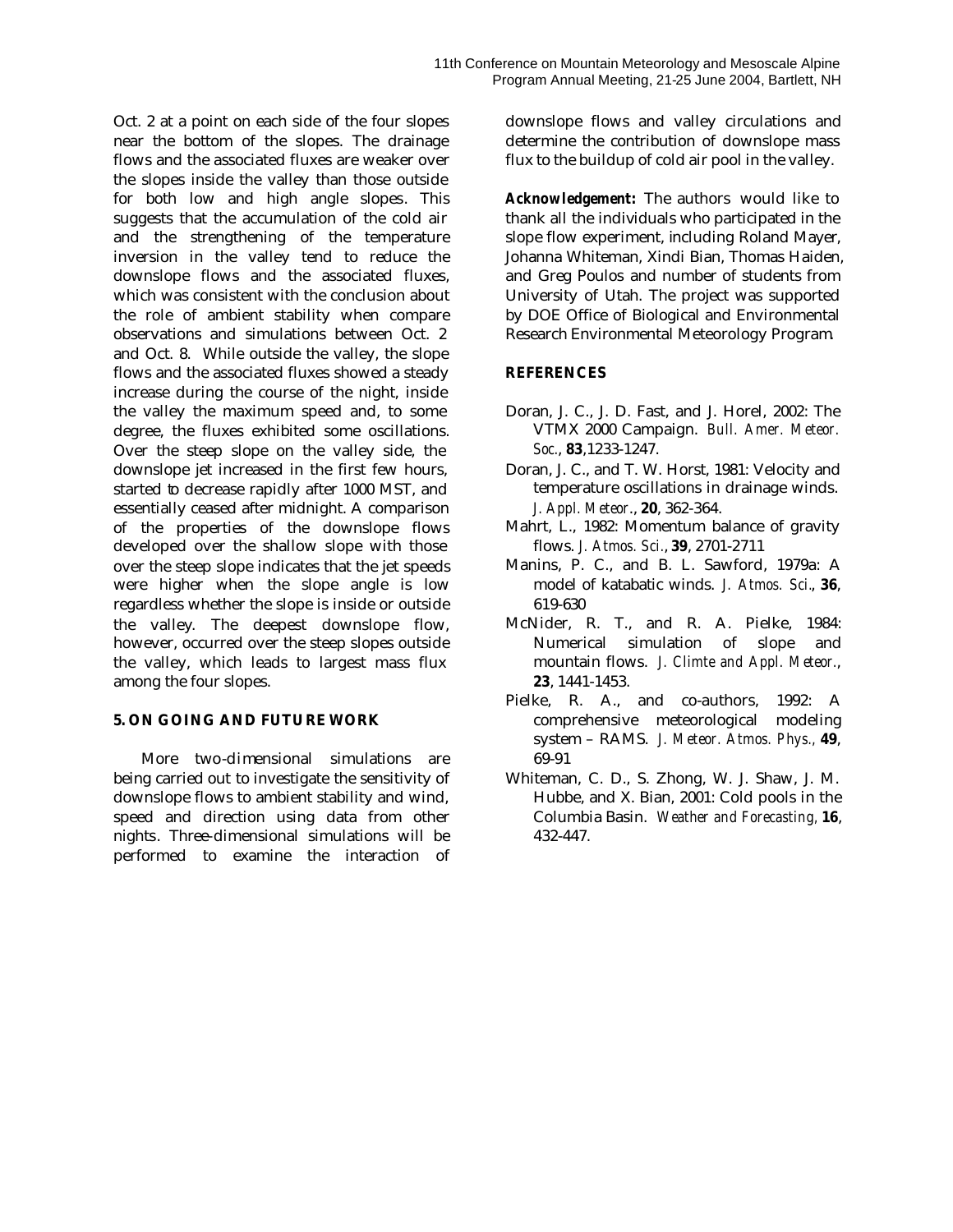Oct. 2 at a point on each side of the four slopes near the bottom of the slopes. The drainage flows and the associated fluxes are weaker over the slopes inside the valley than those outside for both low and high angle slopes. This suggests that the accumulation of the cold air and the strengthening of the temperature inversion in the valley tend to reduce the downslope flows and the associated fluxes, which was consistent with the conclusion about the role of ambient stability when compare observations and simulations between Oct. 2 and Oct. 8. While outside the valley, the slope flows and the associated fluxes showed a steady increase during the course of the night, inside the valley the maximum speed and, to some degree, the fluxes exhibited some oscillations. Over the steep slope on the valley side, the downslope jet increased in the first few hours, started to decrease rapidly after 1000 MST, and essentially ceased after midnight. A comparison of the properties of the downslope flows developed over the shallow slope with those over the steep slope indicates that the jet speeds were higher when the slope angle is low regardless whether the slope is inside or outside the valley. The deepest downslope flow, however, occurred over the steep slopes outside the valley, which leads to largest mass flux among the four slopes.

## 5. ON GOING AND FUTURE WORK

More two-dimensional simulations are being carried out to investigate the sensitivity of downslope flows to ambient stability and wind, speed and direction using data from other nights. Three-dimensional simulations will be performed to examine the interaction of downslope flows and valley circulations and determine the contribution of downslope mass flux to the buildup of cold air pool in the valley.

**Acknowledgement:** The authors would like to thank all the individuals who participated in the slope flow experiment, including Roland Mayer, Johanna Whiteman, Xindi Bian, Thomas Haiden, and Greg Poulos and number of students from University of Utah. The project was supported by DOE Office of Biological and Environmental Research Environmental Meteorology Program.

## REFERENCES

- Doran, J. C., J. D. Fast, and J. Horel, 2002: The VTMX 2000 Campaign. *Bull. Amer. Meteor. Soc.*, **83**,1233-1247.
- Doran, J. C., and T. W. Horst, 1981: Velocity and temperature oscillations in drainage winds. *J. Appl. Meteor*., **20**, 362-364.
- Mahrt, L., 1982: Momentum balance of gravity flows. *J. Atmos. Sci.*, **39**, 2701-2711
- Manins, P. C., and B. L. Sawford, 1979a: A model of katabatic winds. *J. Atmos. Sci*., **36**, 619-630
- McNider, R. T., and R. A. Pielke, 1984: Numerical simulation of slope and mountain flows. *J. Climte and Appl. Meteor*., **23**, 1441-1453.
- Pielke, R. A., and co-authors, 1992: A comprehensive meteorological modeling system – RAMS. *J. Meteor. Atmos. Phys.*, **49**, 69-91
- Whiteman, C. D., S. Zhong, W. J. Shaw, J. M. Hubbe, and X. Bian, 2001: Cold pools in the Columbia Basin. *Weather and Forecasting*, **16**, 432-447.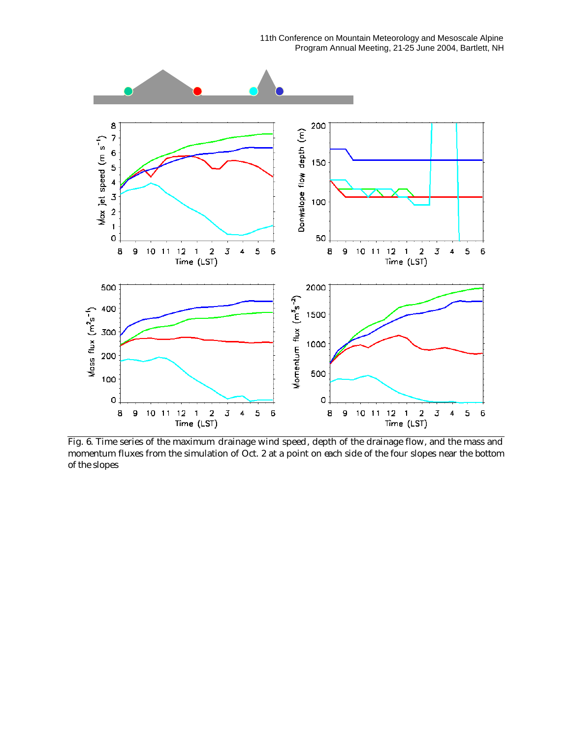Max jet speed (m s$^{-1}$)

8
7
6
5
4
3
2
1
0

8 9 10 11 12 1 2 3 4 5 6

Time (LST)

Downslope flow depth (m)

200
150
100
50

8 9 10 11 12 1 2 3 4 5 6

Time (LST)

Mass flux (m$^2$s$^{-1}$)

500
400
300
200
100
0

8 9 10 11 12 1 2 3 4 5 6

Time (LST)

Momentum flux (m$^3$s$^{-2}$)

2000
1500
1000
500
0

8 9 10 11 12 1 2 3 4 5 6

Time (LST)

Fig. 6. Time series of the maximum drainage wind speed, depth of the drainage flow, and the mass and momentum fluxes from the simulation of Oct. 2 at a point on each side of the four slopes near the bottom of the slopes